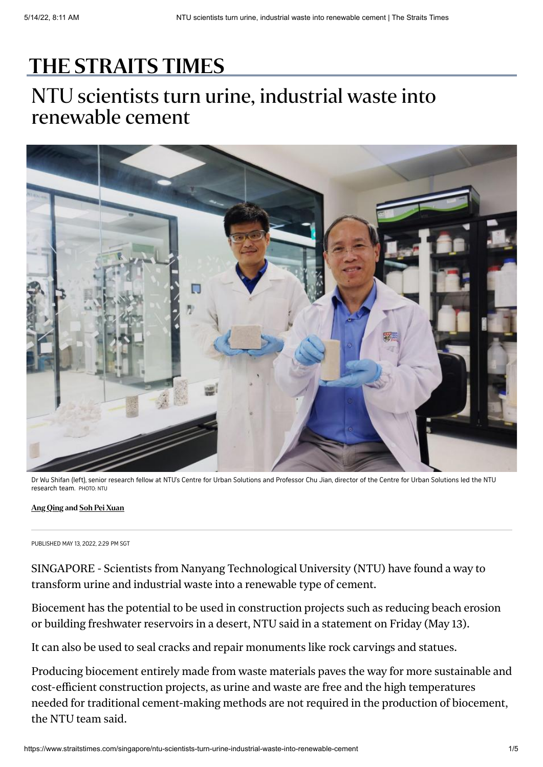# THE STRAITS TIMES

## NTU scientists turn urine, industrial waste into renewable cement

Dr Wu Shifan (left), senior research fellow at NTU's Centre for Urban Solutions and Professor Chu Jian, director of the Centre for Urban Solutions led the NTU research team. PHOTO: NTU

**Ang Qing** and **Soh Pei Xuan**

PUBLISHED MAY 13, 2022, 2:29 PM SGT

SINGAPORE - Scientists from Nanyang Technological University (NTU) have found a way to transform urine and industrial waste into a renewable type of cement.

Biocement has the potential to be used in construction projects such as reducing beach erosion or building freshwater reservoirs in a desert, NTU said in a statement on Friday (May 13).

It can also be used to seal cracks and repair monuments like rock carvings and statues.

Producing biocement entirely made from waste materials paves the way for more sustainable and cost-efficient construction projects, as urine and waste are free and the high temperatures needed for traditional cement-making methods are not required in the production of biocement, the NTU team said.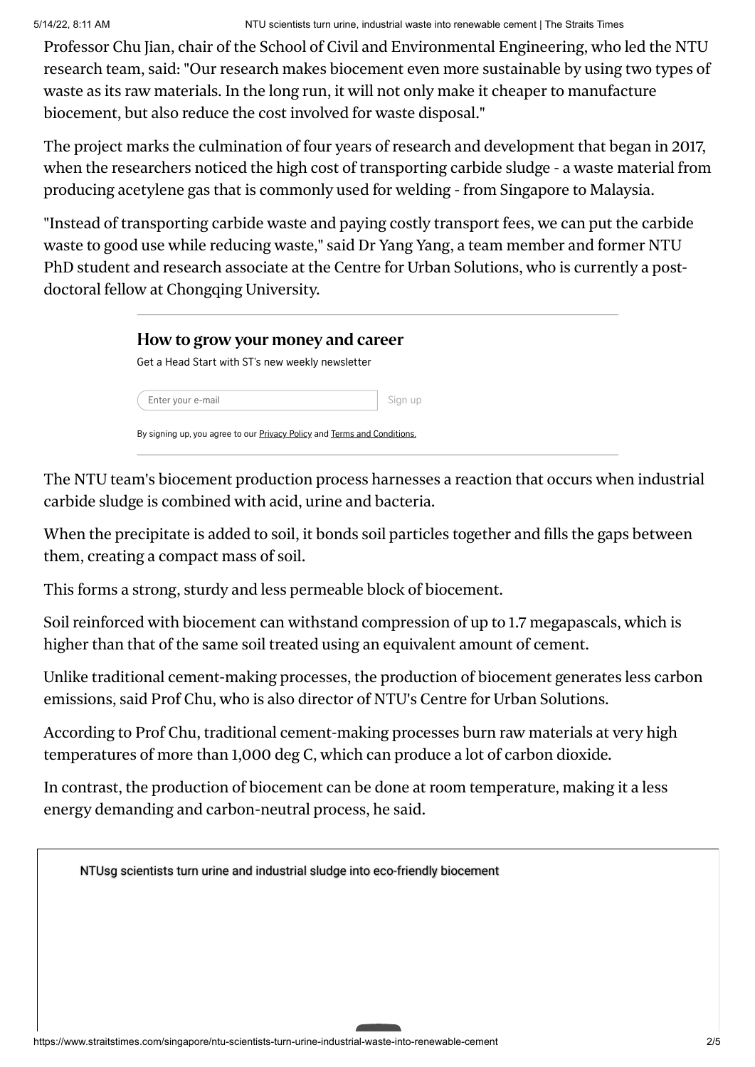Professor Chu Jian, chair of the School of Civil and Environmental Engineering, who led the NTU research team, said: "Our research makes biocement even more sustainable by using two types of waste as its raw materials. In the long run, it will not only make it cheaper to manufacture biocement, but also reduce the cost involved for waste disposal."

The project marks the culmination of four years of research and development that began in 2017, when the researchers noticed the high cost of transporting carbide sludge - a waste material from producing acetylene gas that is commonly used for welding - from Singapore to Malaysia.

"Instead of transporting carbide waste and paying costly transport fees, we can put the carbide waste to good use while reducing waste," said Dr Yang Yang, a team member and former NTU PhD student and research associate at the Centre for Urban Solutions, who is currently a post-doctoral fellow at Chongqing University.

**How to grow your money and career**

Get a Head Start with ST's new weekly newsletter

Enter your e-mail | Sign up

By signing up, you agree to our Privacy Policy and Terms and Conditions.

The NTU team's biocement production process harnesses a reaction that occurs when industrial carbide sludge is combined with acid, urine and bacteria.

When the precipitate is added to soil, it bonds soil particles together and fills the gaps between them, creating a compact mass of soil.

This forms a strong, sturdy and less permeable block of biocement.

Soil reinforced with biocement can withstand compression of up to 1.7 megapascals, which is higher than that of the same soil treated using an equivalent amount of cement.

Unlike traditional cement-making processes, the production of biocement generates less carbon emissions, said Prof Chu, who is also director of NTU's Centre for Urban Solutions.

According to Prof Chu, traditional cement-making processes burn raw materials at very high temperatures of more than 1,000 deg C, which can produce a lot of carbon dioxide.

In contrast, the production of biocement can be done at room temperature, making it a less energy demanding and carbon-neutral process, he said.

NTUsg scientists turn urine and industrial sludge into eco-friendly biocement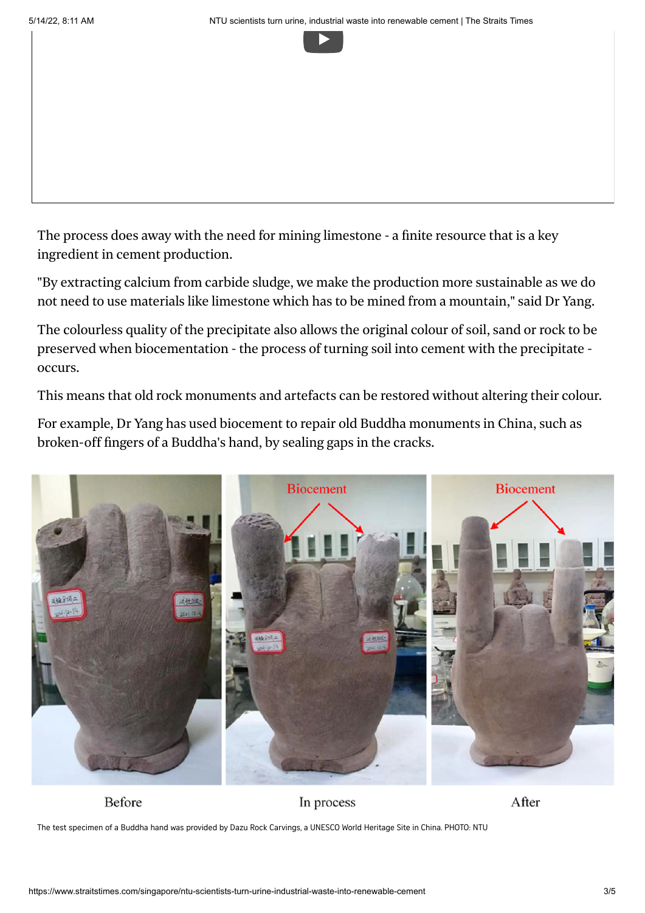The process does away with the need for mining limestone - a finite resource that is a key ingredient in cement production.

"By extracting calcium from carbide sludge, we make the production more sustainable as we do not need to use materials like limestone which has to be mined from a mountain," said Dr Yang.

The colourless quality of the precipitate also allows the original colour of soil, sand or rock to be preserved when biocementation - the process of turning soil into cement with the precipitate - occurs.

This means that old rock monuments and artefacts can be restored without altering their colour.

For example, Dr Yang has used biocement to repair old Buddha monuments in China, such as broken-off fingers of a Buddha's hand, by sealing gaps in the cracks.

The test specimen of a Buddha hand was provided by Dazu Rock Carvings, a UNESCO World Heritage Site in China. PHOTO: NTU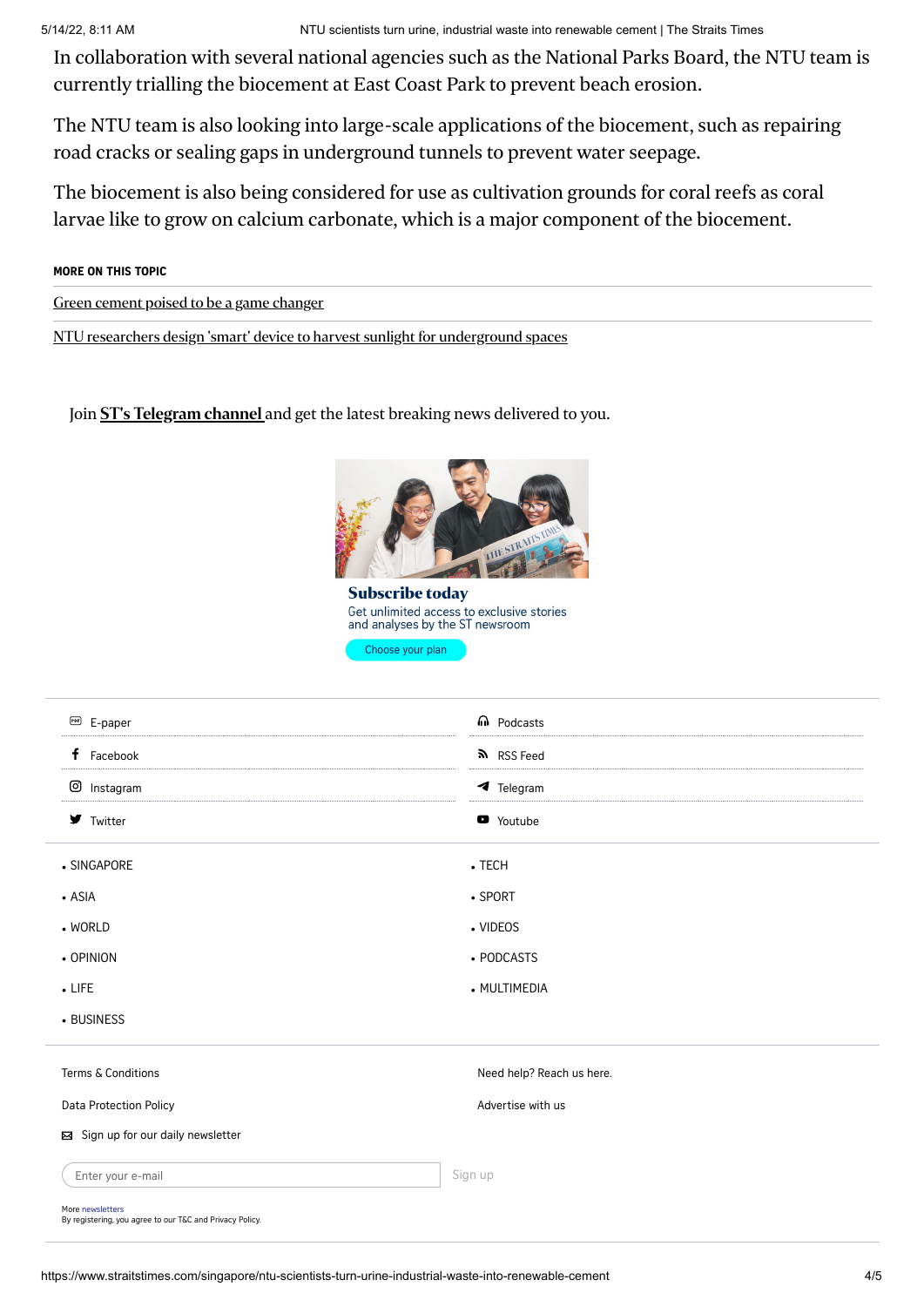In collaboration with several national agencies such as the National Parks Board, the NTU team is currently trialling the biocement at East Coast Park to prevent beach erosion.

The NTU team is also looking into large-scale applications of the biocement, such as repairing road cracks or sealing gaps in underground tunnels to prevent water seepage.

The biocement is also being considered for use as cultivation grounds for coral reefs as coral larvae like to grow on calcium carbonate, which is a major component of the biocement.

**MORE ON THIS TOPIC**

Green cement poised to be a game changer

NTU researchers design 'smart' device to harvest sunlight for underground spaces

Join **ST's Telegram channel** and get the latest breaking news delivered to you.

**Subscribe today**

Get unlimited access to exclusive stories and analyses by the ST newsroom

Choose your plan

- E-paper
- Podcasts
- Facebook
- RSS Feed
- Instagram
- Telegram
- Twitter
- Youtube

- SINGAPORE
- TECH
- ASIA
- SPORT
- WORLD
- VIDEOS
- OPINION
- PODCASTS
- LIFE
- MULTIMEDIA
- BUSINESS

Terms & Conditions

Need help? Reach us here.

Data Protection Policy

Advertise with us

Sign up for our daily newsletter

Enter your e-mail

Sign up

More newsletters

By registering, you agree to our T&C and Privacy Policy.